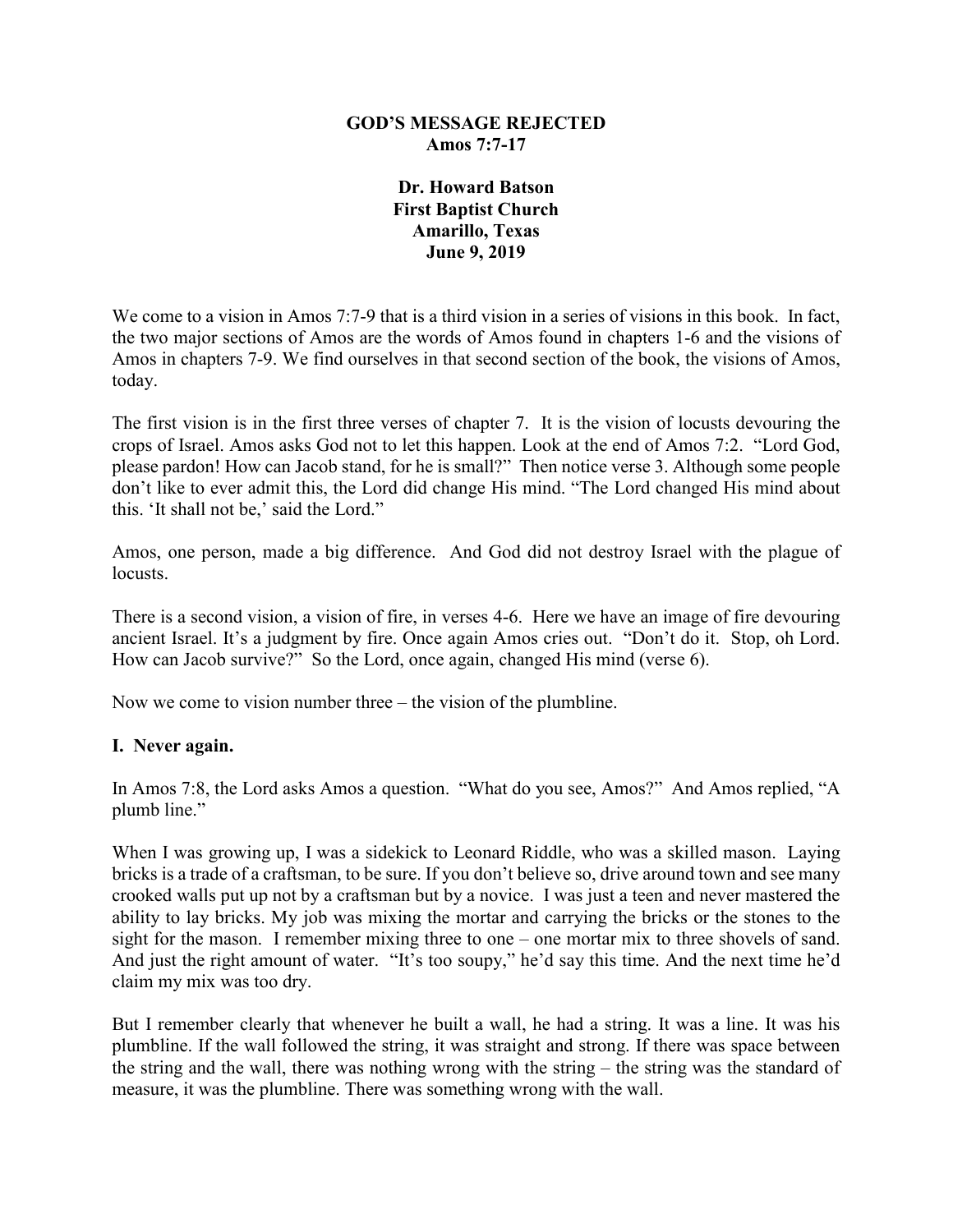**GOD'S MESSAGE REJECTED**
**Amos 7:7-17**

**Dr. Howard Batson**
**First Baptist Church**
**Amarillo, Texas**
**June 9, 2019**

We come to a vision in Amos 7:7-9 that is a third vision in a series of visions in this book. In fact, the two major sections of Amos are the words of Amos found in chapters 1-6 and the visions of Amos in chapters 7-9. We find ourselves in that second section of the book, the visions of Amos, today.

The first vision is in the first three verses of chapter 7. It is the vision of locusts devouring the crops of Israel. Amos asks God not to let this happen. Look at the end of Amos 7:2. "Lord God, please pardon! How can Jacob stand, for he is small?" Then notice verse 3. Although some people don't like to ever admit this, the Lord did change His mind. "The Lord changed His mind about this. 'It shall not be,' said the Lord."

Amos, one person, made a big difference. And God did not destroy Israel with the plague of locusts.

There is a second vision, a vision of fire, in verses 4-6. Here we have an image of fire devouring ancient Israel. It's a judgment by fire. Once again Amos cries out. "Don't do it. Stop, oh Lord. How can Jacob survive?" So the Lord, once again, changed His mind (verse 6).

Now we come to vision number three – the vision of the plumbline.

## I. Never again.

In Amos 7:8, the Lord asks Amos a question. "What do you see, Amos?" And Amos replied, "A plumb line."

When I was growing up, I was a sidekick to Leonard Riddle, who was a skilled mason. Laying bricks is a trade of a craftsman, to be sure. If you don't believe so, drive around town and see many crooked walls put up not by a craftsman but by a novice. I was just a teen and never mastered the ability to lay bricks. My job was mixing the mortar and carrying the bricks or the stones to the sight for the mason. I remember mixing three to one – one mortar mix to three shovels of sand. And just the right amount of water. "It's too soupy," he'd say this time. And the next time he'd claim my mix was too dry.

But I remember clearly that whenever he built a wall, he had a string. It was a line. It was his plumbline. If the wall followed the string, it was straight and strong. If there was space between the string and the wall, there was nothing wrong with the string – the string was the standard of measure, it was the plumbline. There was something wrong with the wall.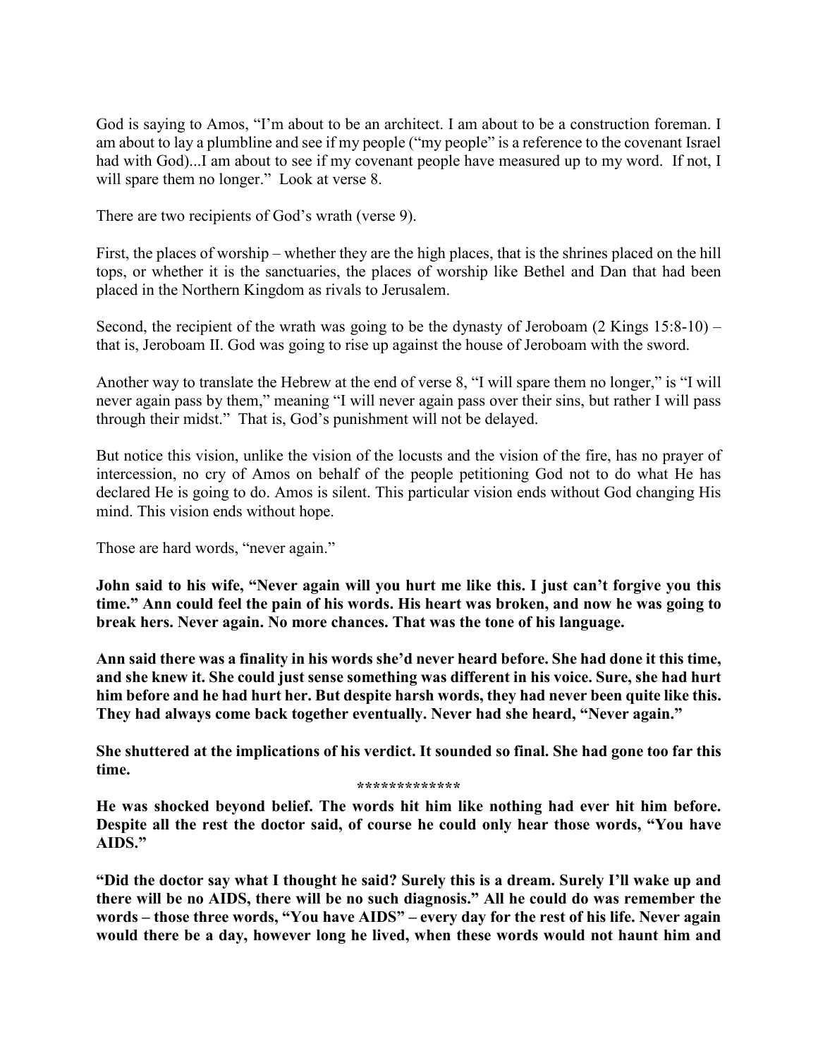God is saying to Amos, "I'm about to be an architect. I am about to be a construction foreman. I am about to lay a plumbline and see if my people ("my people" is a reference to the covenant Israel had with God)...I am about to see if my covenant people have measured up to my word. If not, I will spare them no longer." Look at verse 8.

There are two recipients of God's wrath (verse 9).

First, the places of worship – whether they are the high places, that is the shrines placed on the hill tops, or whether it is the sanctuaries, the places of worship like Bethel and Dan that had been placed in the Northern Kingdom as rivals to Jerusalem.

Second, the recipient of the wrath was going to be the dynasty of Jeroboam (2 Kings 15:8-10) – that is, Jeroboam II. God was going to rise up against the house of Jeroboam with the sword.

Another way to translate the Hebrew at the end of verse 8, "I will spare them no longer," is "I will never again pass by them," meaning "I will never again pass over their sins, but rather I will pass through their midst." That is, God's punishment will not be delayed.

But notice this vision, unlike the vision of the locusts and the vision of the fire, has no prayer of intercession, no cry of Amos on behalf of the people petitioning God not to do what He has declared He is going to do. Amos is silent. This particular vision ends without God changing His mind. This vision ends without hope.

Those are hard words, "never again."

**John said to his wife, "Never again will you hurt me like this. I just can't forgive you this time." Ann could feel the pain of his words. His heart was broken, and now he was going to break hers. Never again. No more chances. That was the tone of his language.**

**Ann said there was a finality in his words she'd never heard before. She had done it this time, and she knew it. She could just sense something was different in his voice. Sure, she had hurt him before and he had hurt her. But despite harsh words, they had never been quite like this. They had always come back together eventually. Never had she heard, "Never again."**

**She shuttered at the implications of his verdict. It sounded so final. She had gone too far this time.**

*************

**He was shocked beyond belief. The words hit him like nothing had ever hit him before. Despite all the rest the doctor said, of course he could only hear those words, "You have AIDS."**

**"Did the doctor say what I thought he said? Surely this is a dream. Surely I'll wake up and there will be no AIDS, there will be no such diagnosis." All he could do was remember the words – those three words, "You have AIDS" – every day for the rest of his life. Never again would there be a day, however long he lived, when these words would not haunt him and**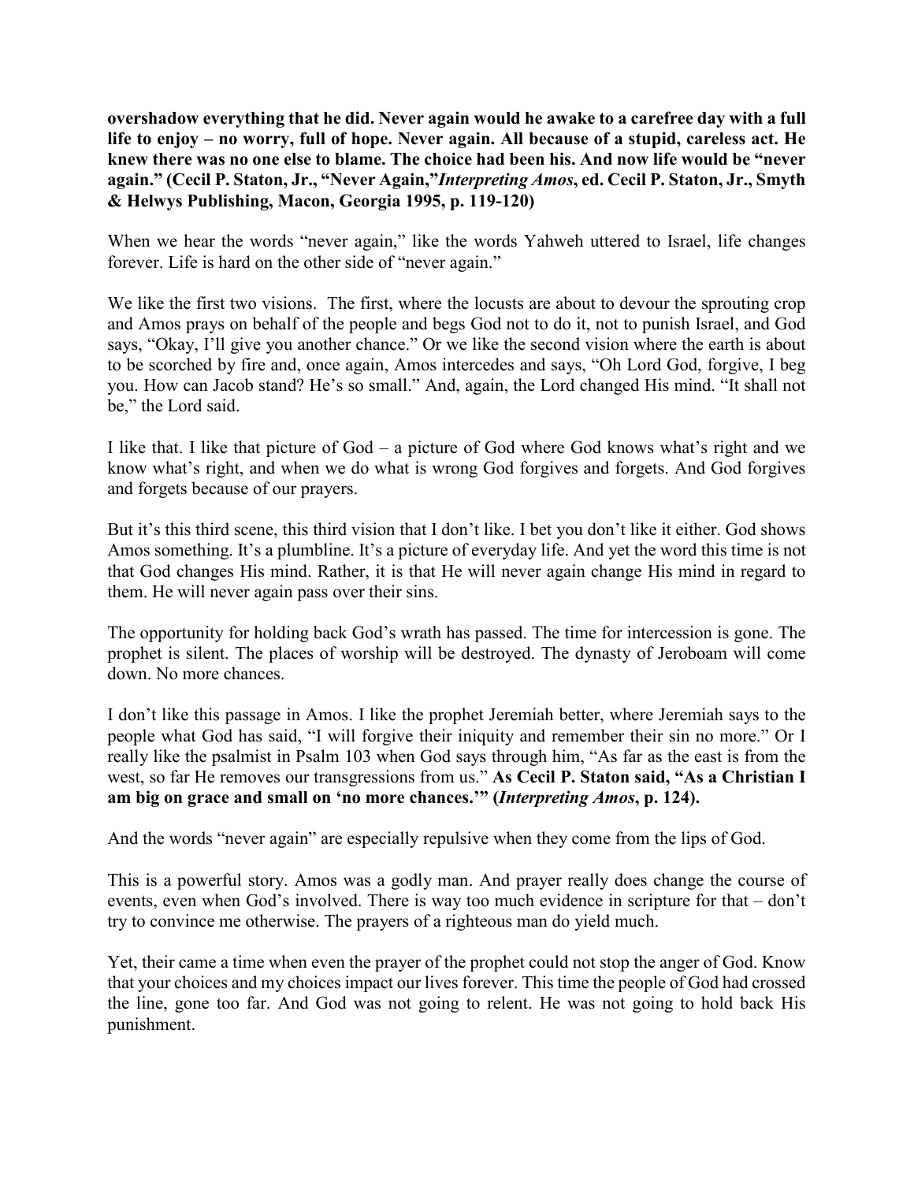**overshadow everything that he did. Never again would he awake to a carefree day with a full life to enjoy – no worry, full of hope. Never again. All because of a stupid, careless act. He knew there was no one else to blame. The choice had been his. And now life would be "never again." (Cecil P. Staton, Jr., "Never Again,"*Interpreting Amos*, ed. Cecil P. Staton, Jr., Smyth & Helwys Publishing, Macon, Georgia 1995, p. 119-120)**

When we hear the words "never again," like the words Yahweh uttered to Israel, life changes forever. Life is hard on the other side of "never again."

We like the first two visions. The first, where the locusts are about to devour the sprouting crop and Amos prays on behalf of the people and begs God not to do it, not to punish Israel, and God says, "Okay, I'll give you another chance." Or we like the second vision where the earth is about to be scorched by fire and, once again, Amos intercedes and says, "Oh Lord God, forgive, I beg you. How can Jacob stand? He's so small." And, again, the Lord changed His mind. "It shall not be," the Lord said.

I like that. I like that picture of God – a picture of God where God knows what's right and we know what's right, and when we do what is wrong God forgives and forgets. And God forgives and forgets because of our prayers.

But it's this third scene, this third vision that I don't like. I bet you don't like it either. God shows Amos something. It's a plumbline. It's a picture of everyday life. And yet the word this time is not that God changes His mind. Rather, it is that He will never again change His mind in regard to them. He will never again pass over their sins.

The opportunity for holding back God's wrath has passed. The time for intercession is gone. The prophet is silent. The places of worship will be destroyed. The dynasty of Jeroboam will come down. No more chances.

I don't like this passage in Amos. I like the prophet Jeremiah better, where Jeremiah says to the people what God has said, "I will forgive their iniquity and remember their sin no more." Or I really like the psalmist in Psalm 103 when God says through him, "As far as the east is from the west, so far He removes our transgressions from us." **As Cecil P. Staton said, "As a Christian I am big on grace and small on 'no more chances.'" (*Interpreting Amos*, p. 124).**

And the words "never again" are especially repulsive when they come from the lips of God.

This is a powerful story. Amos was a godly man. And prayer really does change the course of events, even when God's involved. There is way too much evidence in scripture for that – don't try to convince me otherwise. The prayers of a righteous man do yield much.

Yet, their came a time when even the prayer of the prophet could not stop the anger of God. Know that your choices and my choices impact our lives forever. This time the people of God had crossed the line, gone too far. And God was not going to relent. He was not going to hold back His punishment.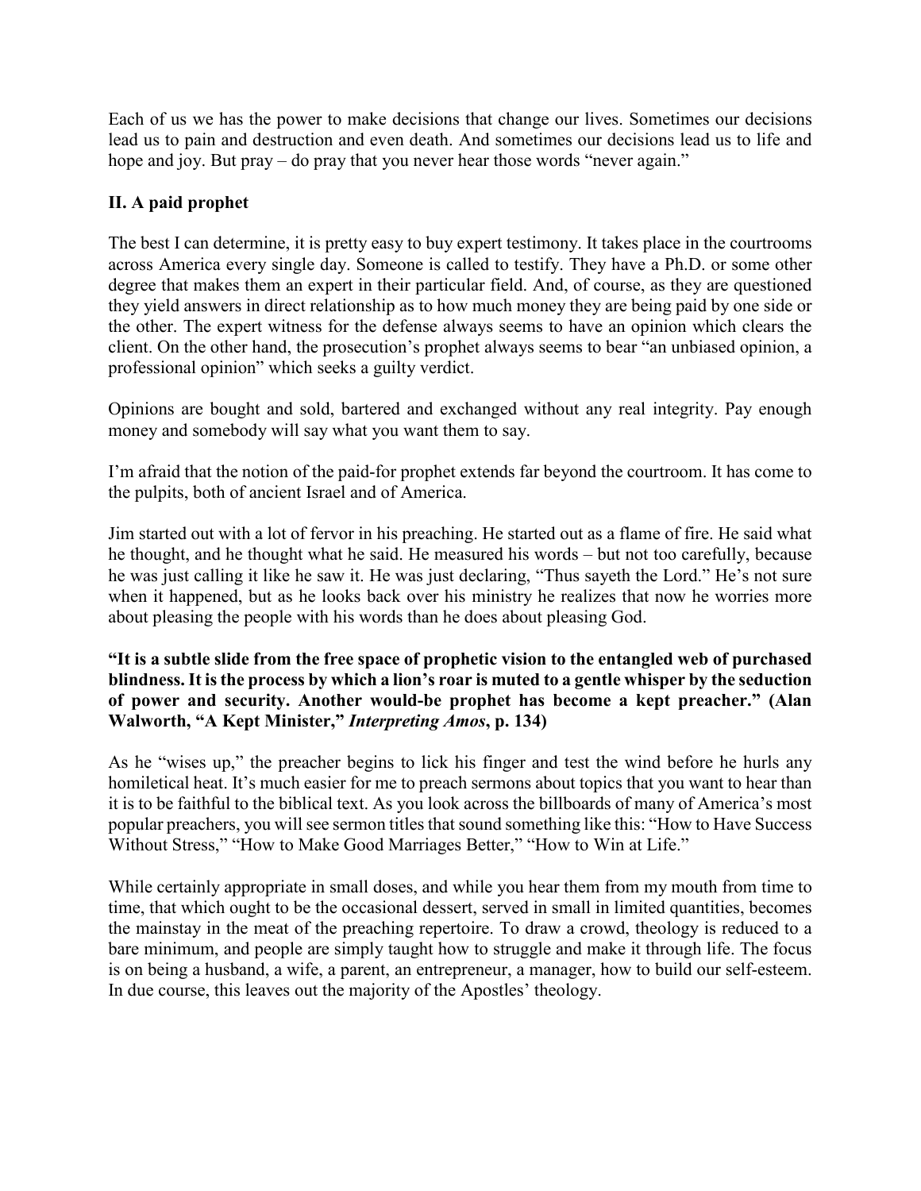Each of us we has the power to make decisions that change our lives. Sometimes our decisions lead us to pain and destruction and even death. And sometimes our decisions lead us to life and hope and joy. But pray – do pray that you never hear those words "never again."

## II. A paid prophet

The best I can determine, it is pretty easy to buy expert testimony. It takes place in the courtrooms across America every single day. Someone is called to testify. They have a Ph.D. or some other degree that makes them an expert in their particular field. And, of course, as they are questioned they yield answers in direct relationship as to how much money they are being paid by one side or the other. The expert witness for the defense always seems to have an opinion which clears the client. On the other hand, the prosecution's prophet always seems to bear "an unbiased opinion, a professional opinion" which seeks a guilty verdict.

Opinions are bought and sold, bartered and exchanged without any real integrity. Pay enough money and somebody will say what you want them to say.

I'm afraid that the notion of the paid-for prophet extends far beyond the courtroom. It has come to the pulpits, both of ancient Israel and of America.

Jim started out with a lot of fervor in his preaching. He started out as a flame of fire. He said what he thought, and he thought what he said. He measured his words – but not too carefully, because he was just calling it like he saw it. He was just declaring, "Thus sayeth the Lord." He's not sure when it happened, but as he looks back over his ministry he realizes that now he worries more about pleasing the people with his words than he does about pleasing God.

**"It is a subtle slide from the free space of prophetic vision to the entangled web of purchased blindness. It is the process by which a lion's roar is muted to a gentle whisper by the seduction of power and security. Another would-be prophet has become a kept preacher." (Alan Walworth, "A Kept Minister,"** ***Interpreting Amos*****, p. 134)**

As he "wises up," the preacher begins to lick his finger and test the wind before he hurls any homiletical heat. It's much easier for me to preach sermons about topics that you want to hear than it is to be faithful to the biblical text. As you look across the billboards of many of America's most popular preachers, you will see sermon titles that sound something like this: "How to Have Success Without Stress," "How to Make Good Marriages Better," "How to Win at Life."

While certainly appropriate in small doses, and while you hear them from my mouth from time to time, that which ought to be the occasional dessert, served in small in limited quantities, becomes the mainstay in the meat of the preaching repertoire. To draw a crowd, theology is reduced to a bare minimum, and people are simply taught how to struggle and make it through life. The focus is on being a husband, a wife, a parent, an entrepreneur, a manager, how to build our self-esteem. In due course, this leaves out the majority of the Apostles' theology.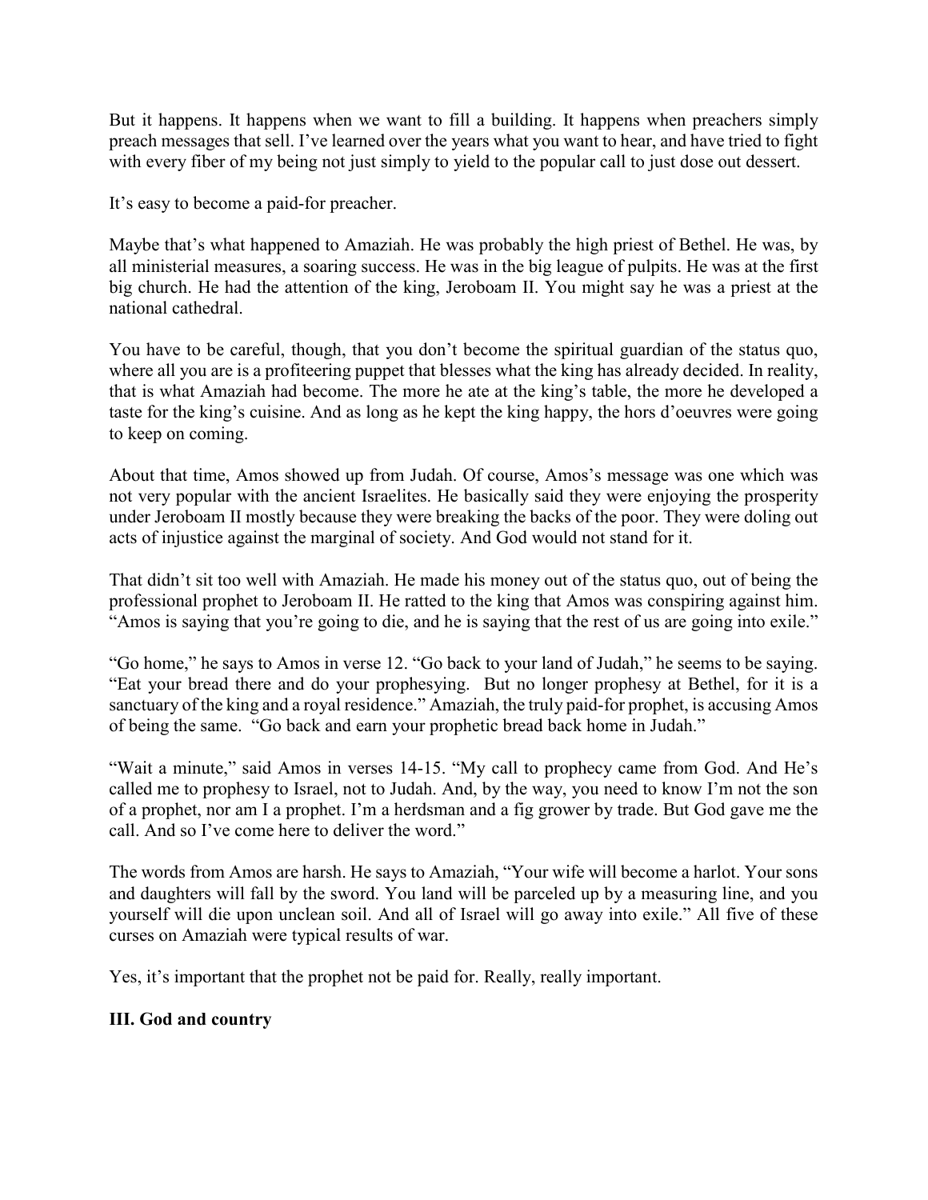But it happens. It happens when we want to fill a building. It happens when preachers simply preach messages that sell. I've learned over the years what you want to hear, and have tried to fight with every fiber of my being not just simply to yield to the popular call to just dose out dessert.

It's easy to become a paid-for preacher.

Maybe that's what happened to Amaziah. He was probably the high priest of Bethel. He was, by all ministerial measures, a soaring success. He was in the big league of pulpits. He was at the first big church. He had the attention of the king, Jeroboam II. You might say he was a priest at the national cathedral.

You have to be careful, though, that you don't become the spiritual guardian of the status quo, where all you are is a profiteering puppet that blesses what the king has already decided. In reality, that is what Amaziah had become. The more he ate at the king's table, the more he developed a taste for the king's cuisine. And as long as he kept the king happy, the hors d'oeuvres were going to keep on coming.

About that time, Amos showed up from Judah. Of course, Amos's message was one which was not very popular with the ancient Israelites. He basically said they were enjoying the prosperity under Jeroboam II mostly because they were breaking the backs of the poor. They were doling out acts of injustice against the marginal of society. And God would not stand for it.

That didn't sit too well with Amaziah. He made his money out of the status quo, out of being the professional prophet to Jeroboam II. He ratted to the king that Amos was conspiring against him. "Amos is saying that you're going to die, and he is saying that the rest of us are going into exile."

"Go home," he says to Amos in verse 12. "Go back to your land of Judah," he seems to be saying. "Eat your bread there and do your prophesying. But no longer prophesy at Bethel, for it is a sanctuary of the king and a royal residence." Amaziah, the truly paid-for prophet, is accusing Amos of being the same. "Go back and earn your prophetic bread back home in Judah."

"Wait a minute," said Amos in verses 14-15. "My call to prophecy came from God. And He's called me to prophesy to Israel, not to Judah. And, by the way, you need to know I'm not the son of a prophet, nor am I a prophet. I'm a herdsman and a fig grower by trade. But God gave me the call. And so I've come here to deliver the word."

The words from Amos are harsh. He says to Amaziah, "Your wife will become a harlot. Your sons and daughters will fall by the sword. You land will be parceled up by a measuring line, and you yourself will die upon unclean soil. And all of Israel will go away into exile." All five of these curses on Amaziah were typical results of war.

Yes, it's important that the prophet not be paid for. Really, really important.

## III. God and country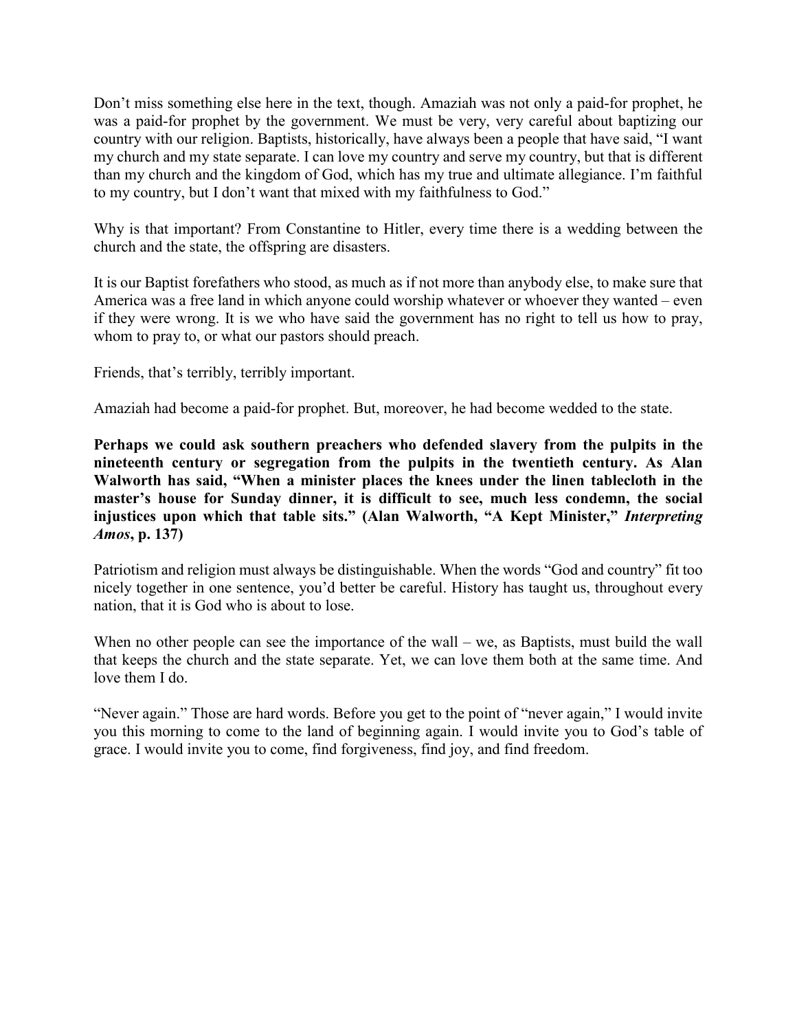Don't miss something else here in the text, though. Amaziah was not only a paid-for prophet, he was a paid-for prophet by the government. We must be very, very careful about baptizing our country with our religion. Baptists, historically, have always been a people that have said, "I want my church and my state separate. I can love my country and serve my country, but that is different than my church and the kingdom of God, which has my true and ultimate allegiance. I'm faithful to my country, but I don't want that mixed with my faithfulness to God."

Why is that important? From Constantine to Hitler, every time there is a wedding between the church and the state, the offspring are disasters.

It is our Baptist forefathers who stood, as much as if not more than anybody else, to make sure that America was a free land in which anyone could worship whatever or whoever they wanted – even if they were wrong. It is we who have said the government has no right to tell us how to pray, whom to pray to, or what our pastors should preach.

Friends, that's terribly, terribly important.

Amaziah had become a paid-for prophet. But, moreover, he had become wedded to the state.

**Perhaps we could ask southern preachers who defended slavery from the pulpits in the nineteenth century or segregation from the pulpits in the twentieth century. As Alan Walworth has said, "When a minister places the knees under the linen tablecloth in the master's house for Sunday dinner, it is difficult to see, much less condemn, the social injustices upon which that table sits." (Alan Walworth, "A Kept Minister,"** ***Interpreting Amos*****, p. 137)**

Patriotism and religion must always be distinguishable. When the words "God and country" fit too nicely together in one sentence, you'd better be careful. History has taught us, throughout every nation, that it is God who is about to lose.

When no other people can see the importance of the wall – we, as Baptists, must build the wall that keeps the church and the state separate. Yet, we can love them both at the same time. And love them I do.

"Never again." Those are hard words. Before you get to the point of "never again," I would invite you this morning to come to the land of beginning again. I would invite you to God's table of grace. I would invite you to come, find forgiveness, find joy, and find freedom.